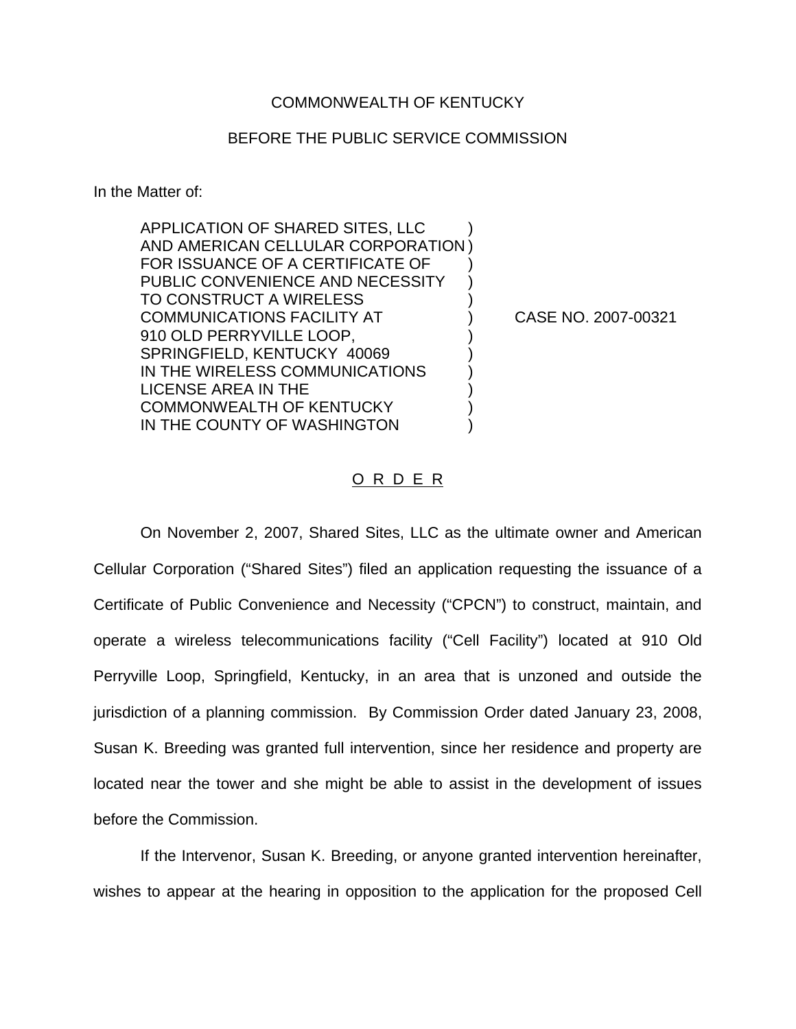COMMONWEALTH OF KENTUCKY

BEFORE THE PUBLIC SERVICE COMMISSION

In the Matter of:

APPLICATION OF SHARED SITES, LLC AND AMERICAN CELLULAR CORPORATION FOR ISSUANCE OF A CERTIFICATE OF PUBLIC CONVENIENCE AND NECESSITY TO CONSTRUCT A WIRELESS COMMUNICATIONS FACILITY AT 910 OLD PERRYVILLE LOOP, SPRINGFIELD, KENTUCKY 40069 IN THE WIRELESS COMMUNICATIONS LICENSE AREA IN THE COMMONWEALTH OF KENTUCKY IN THE COUNTY OF WASHINGTON ) CASE NO. 2007-00321

O R D E R

On November 2, 2007, Shared Sites, LLC as the ultimate owner and American Cellular Corporation ("Shared Sites") filed an application requesting the issuance of a Certificate of Public Convenience and Necessity ("CPCN") to construct, maintain, and operate a wireless telecommunications facility ("Cell Facility") located at 910 Old Perryville Loop, Springfield, Kentucky, in an area that is unzoned and outside the jurisdiction of a planning commission. By Commission Order dated January 23, 2008, Susan K. Breeding was granted full intervention, since her residence and property are located near the tower and she might be able to assist in the development of issues before the Commission.

If the Intervenor, Susan K. Breeding, or anyone granted intervention hereinafter, wishes to appear at the hearing in opposition to the application for the proposed Cell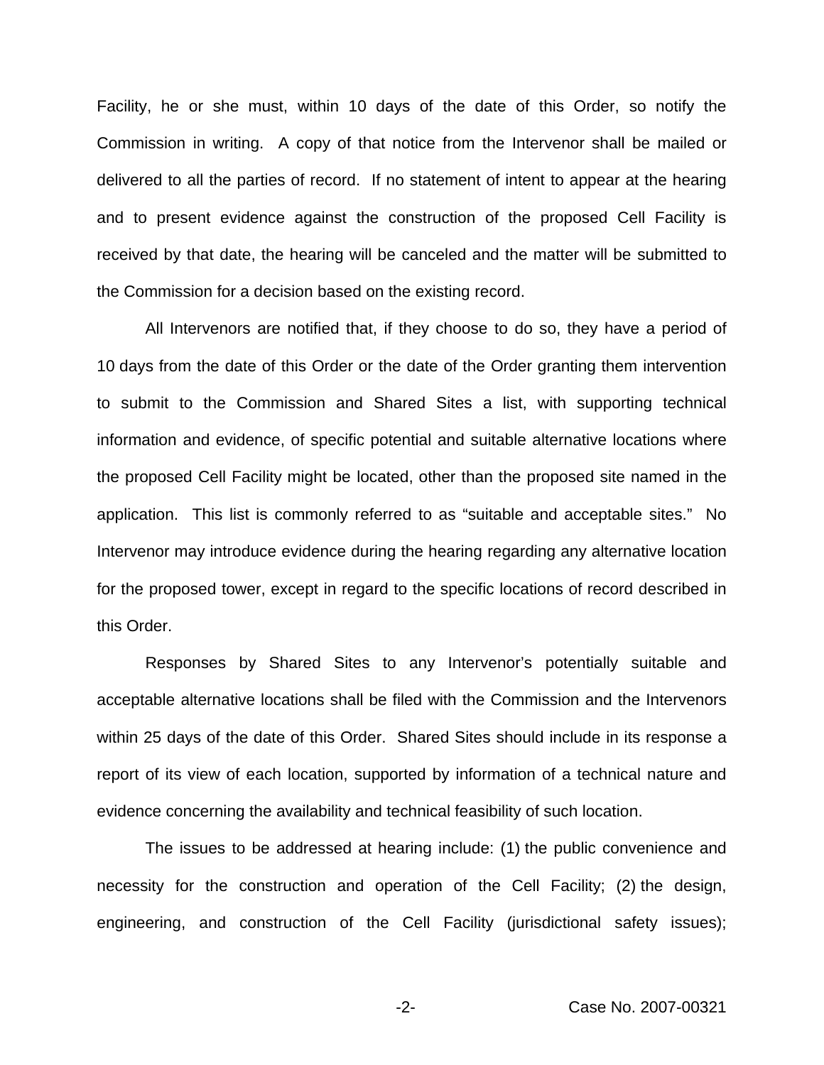Facility, he or she must, within 10 days of the date of this Order, so notify the Commission in writing. A copy of that notice from the Intervenor shall be mailed or delivered to all the parties of record. If no statement of intent to appear at the hearing and to present evidence against the construction of the proposed Cell Facility is received by that date, the hearing will be canceled and the matter will be submitted to the Commission for a decision based on the existing record.

All Intervenors are notified that, if they choose to do so, they have a period of 10 days from the date of this Order or the date of the Order granting them intervention to submit to the Commission and Shared Sites a list, with supporting technical information and evidence, of specific potential and suitable alternative locations where the proposed Cell Facility might be located, other than the proposed site named in the application. This list is commonly referred to as "suitable and acceptable sites." No Intervenor may introduce evidence during the hearing regarding any alternative location for the proposed tower, except in regard to the specific locations of record described in this Order.

Responses by Shared Sites to any Intervenor's potentially suitable and acceptable alternative locations shall be filed with the Commission and the Intervenors within 25 days of the date of this Order. Shared Sites should include in its response a report of its view of each location, supported by information of a technical nature and evidence concerning the availability and technical feasibility of such location.

The issues to be addressed at hearing include: (1) the public convenience and necessity for the construction and operation of the Cell Facility; (2) the design, engineering, and construction of the Cell Facility (jurisdictional safety issues);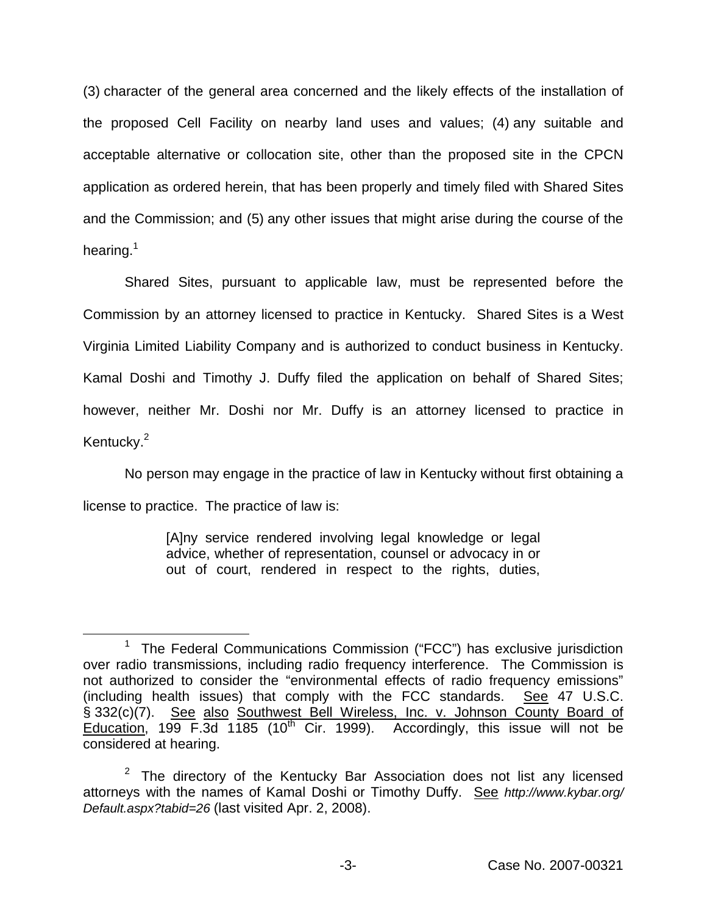(3) character of the general area concerned and the likely effects of the installation of the proposed Cell Facility on nearby land uses and values; (4) any suitable and acceptable alternative or collocation site, other than the proposed site in the CPCN application as ordered herein, that has been properly and timely filed with Shared Sites and the Commission; and (5) any other issues that might arise during the course of the hearing.[1]

Shared Sites, pursuant to applicable law, must be represented before the Commission by an attorney licensed to practice in Kentucky. Shared Sites is a West Virginia Limited Liability Company and is authorized to conduct business in Kentucky. Kamal Doshi and Timothy J. Duffy filed the application on behalf of Shared Sites; however, neither Mr. Doshi nor Mr. Duffy is an attorney licensed to practice in Kentucky.[2]

No person may engage in the practice of law in Kentucky without first obtaining a license to practice. The practice of law is:

> [A]ny service rendered involving legal knowledge or legal advice, whether of representation, counsel or advocacy in or out of court, rendered in respect to the rights, duties,

---

[1] The Federal Communications Commission ("FCC") has exclusive jurisdiction over radio transmissions, including radio frequency interference. The Commission is not authorized to consider the "environmental effects of radio frequency emissions" (including health issues) that comply with the FCC standards. <u>See</u> 47 U.S.C. § 332(c)(7). <u>See also</u> <u>Southwest Bell Wireless, Inc. v. Johnson County Board of Education</u>, 199 F.3d 1185 (10th Cir. 1999). Accordingly, this issue will not be considered at hearing.

[2] The directory of the Kentucky Bar Association does not list any licensed attorneys with the names of Kamal Doshi or Timothy Duffy. <u>See</u> *http://www.kybar.org/Default.aspx?tabid=26* (last visited Apr. 2, 2008).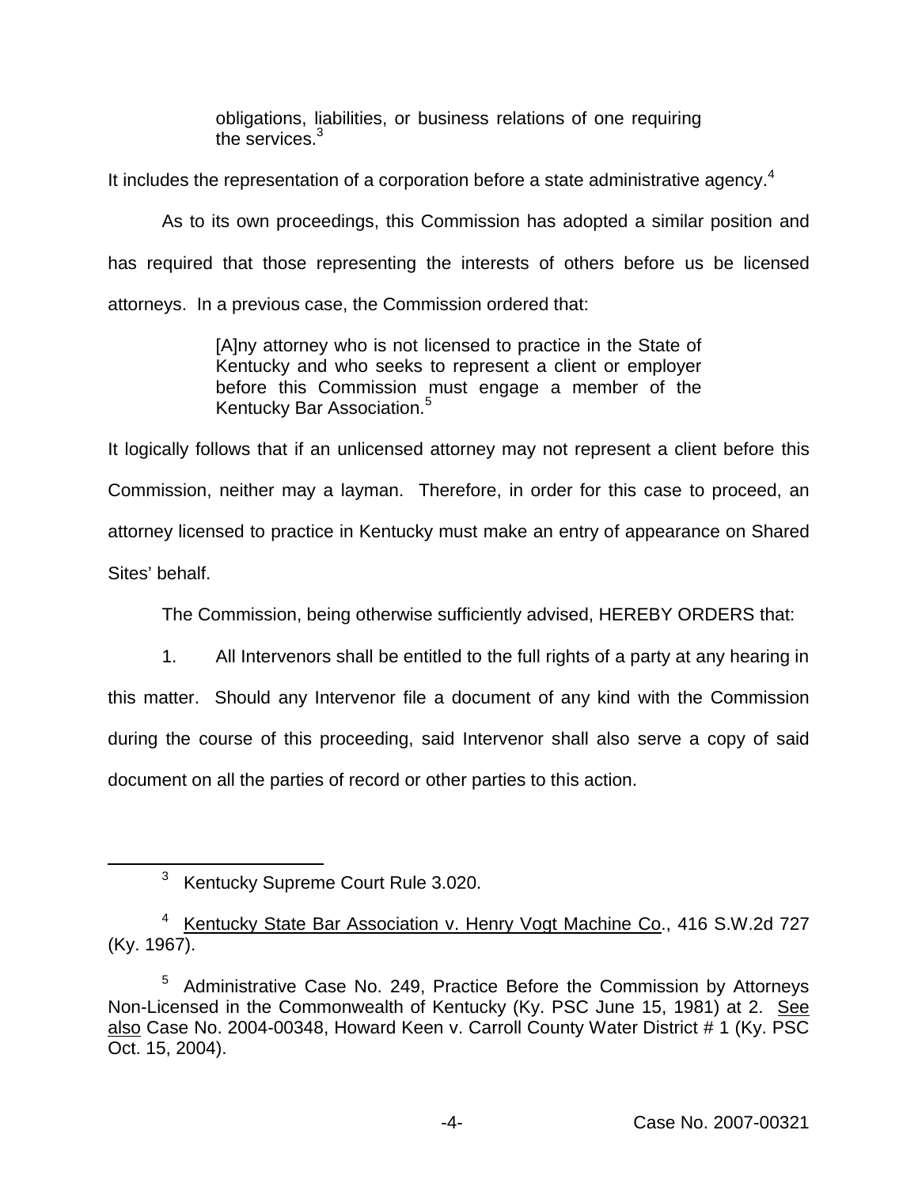> obligations, liabilities, or business relations of one requiring the services.[3]

It includes the representation of a corporation before a state administrative agency.[4]

As to its own proceedings, this Commission has adopted a similar position and has required that those representing the interests of others before us be licensed attorneys. In a previous case, the Commission ordered that:

> [A]ny attorney who is not licensed to practice in the State of Kentucky and who seeks to represent a client or employer before this Commission must engage a member of the Kentucky Bar Association.[5]

It logically follows that if an unlicensed attorney may not represent a client before this Commission, neither may a layman. Therefore, in order for this case to proceed, an attorney licensed to practice in Kentucky must make an entry of appearance on Shared Sites' behalf.

The Commission, being otherwise sufficiently advised, HEREBY ORDERS that:

1. All Intervenors shall be entitled to the full rights of a party at any hearing in this matter. Should any Intervenor file a document of any kind with the Commission during the course of this proceeding, said Intervenor shall also serve a copy of said document on all the parties of record or other parties to this action.

---

[3] Kentucky Supreme Court Rule 3.020.

[4] Kentucky State Bar Association v. Henry Vogt Machine Co., 416 S.W.2d 727 (Ky. 1967).

[5] Administrative Case No. 249, Practice Before the Commission by Attorneys Non-Licensed in the Commonwealth of Kentucky (Ky. PSC June 15, 1981) at 2. See also Case No. 2004-00348, Howard Keen v. Carroll County Water District # 1 (Ky. PSC Oct. 15, 2004).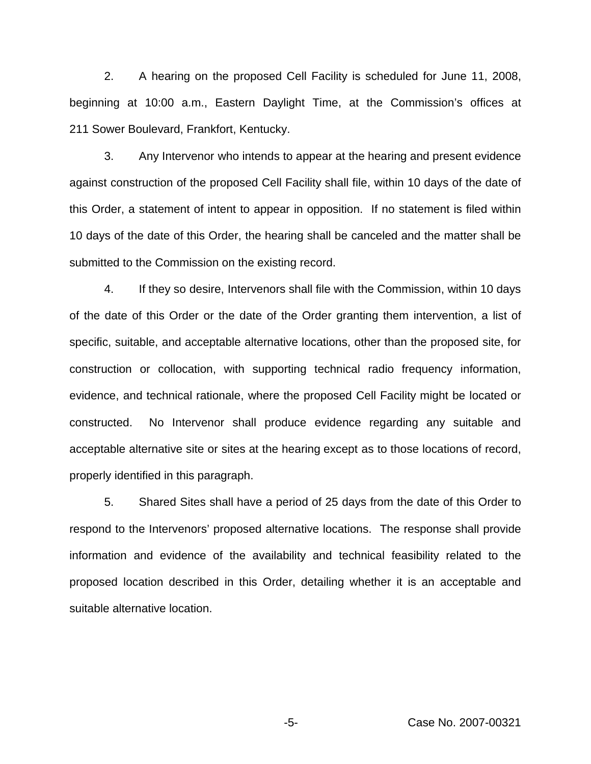2. A hearing on the proposed Cell Facility is scheduled for June 11, 2008, beginning at 10:00 a.m., Eastern Daylight Time, at the Commission's offices at 211 Sower Boulevard, Frankfort, Kentucky.

3. Any Intervenor who intends to appear at the hearing and present evidence against construction of the proposed Cell Facility shall file, within 10 days of the date of this Order, a statement of intent to appear in opposition. If no statement is filed within 10 days of the date of this Order, the hearing shall be canceled and the matter shall be submitted to the Commission on the existing record.

4. If they so desire, Intervenors shall file with the Commission, within 10 days of the date of this Order or the date of the Order granting them intervention, a list of specific, suitable, and acceptable alternative locations, other than the proposed site, for construction or collocation, with supporting technical radio frequency information, evidence, and technical rationale, where the proposed Cell Facility might be located or constructed. No Intervenor shall produce evidence regarding any suitable and acceptable alternative site or sites at the hearing except as to those locations of record, properly identified in this paragraph.

5. Shared Sites shall have a period of 25 days from the date of this Order to respond to the Intervenors' proposed alternative locations. The response shall provide information and evidence of the availability and technical feasibility related to the proposed location described in this Order, detailing whether it is an acceptable and suitable alternative location.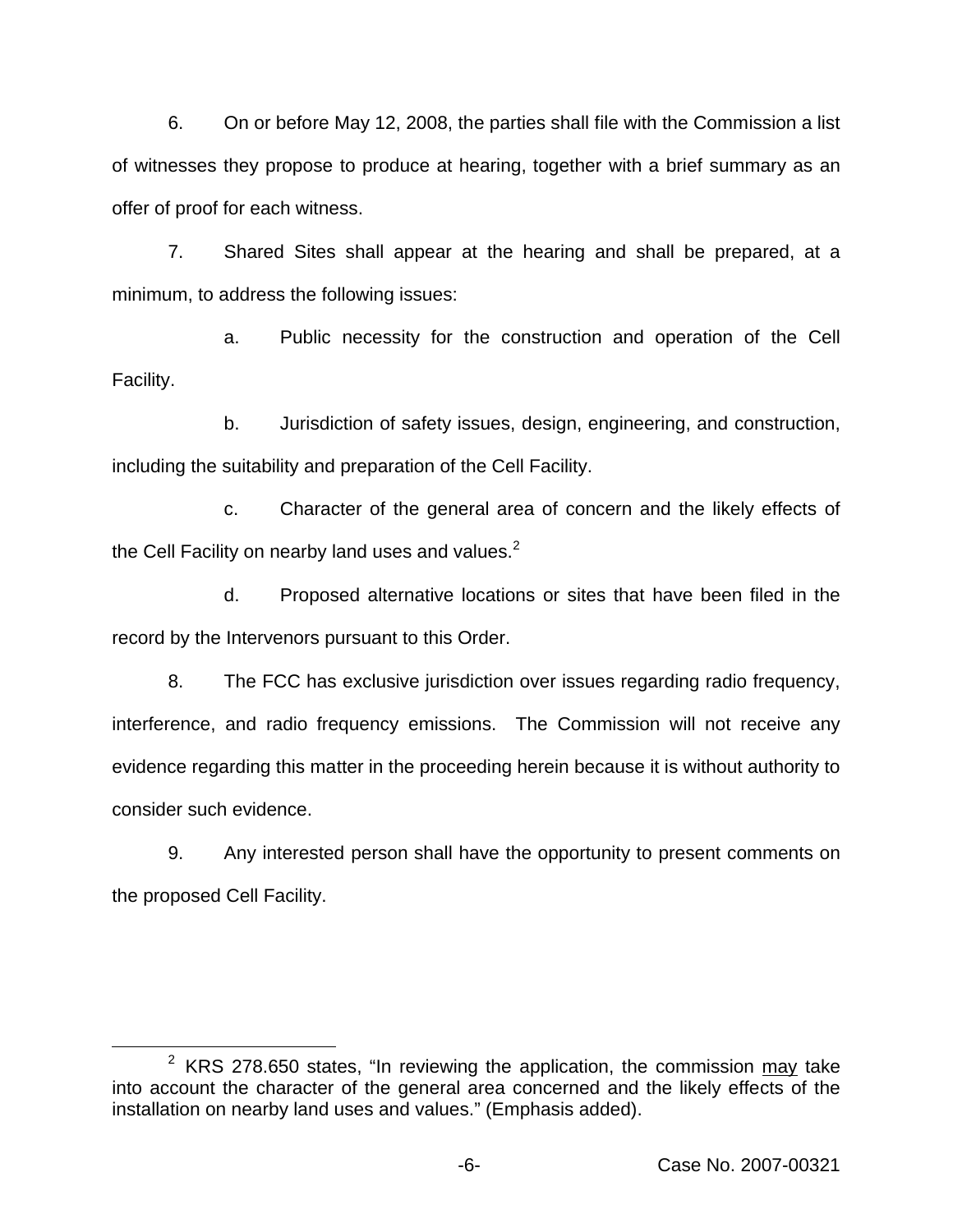6. On or before May 12, 2008, the parties shall file with the Commission a list of witnesses they propose to produce at hearing, together with a brief summary as an offer of proof for each witness.

7. Shared Sites shall appear at the hearing and shall be prepared, at a minimum, to address the following issues:

a. Public necessity for the construction and operation of the Cell Facility.

b. Jurisdiction of safety issues, design, engineering, and construction, including the suitability and preparation of the Cell Facility.

c. Character of the general area of concern and the likely effects of the Cell Facility on nearby land uses and values.[2]

d. Proposed alternative locations or sites that have been filed in the record by the Intervenors pursuant to this Order.

8. The FCC has exclusive jurisdiction over issues regarding radio frequency, interference, and radio frequency emissions. The Commission will not receive any evidence regarding this matter in the proceeding herein because it is without authority to consider such evidence.

9. Any interested person shall have the opportunity to present comments on the proposed Cell Facility.

---

[2] KRS 278.650 states, "In reviewing the application, the commission <u>may</u> take into account the character of the general area concerned and the likely effects of the installation on nearby land uses and values." (Emphasis added).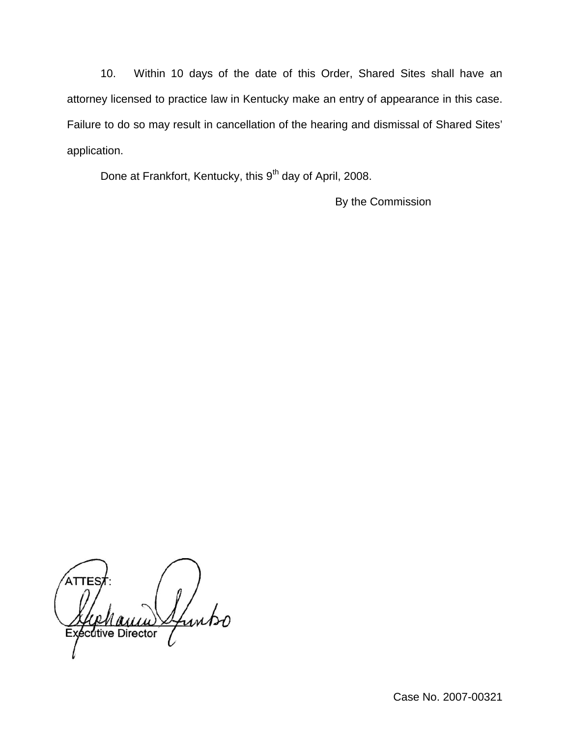10. Within 10 days of the date of this Order, Shared Sites shall have an attorney licensed to practice law in Kentucky make an entry of appearance in this case. Failure to do so may result in cancellation of the hearing and dismissal of Shared Sites' application.

Done at Frankfort, Kentucky, this 9th day of April, 2008.

By the Commission

ATTEST:

Executive Director

Case No. 2007-00321